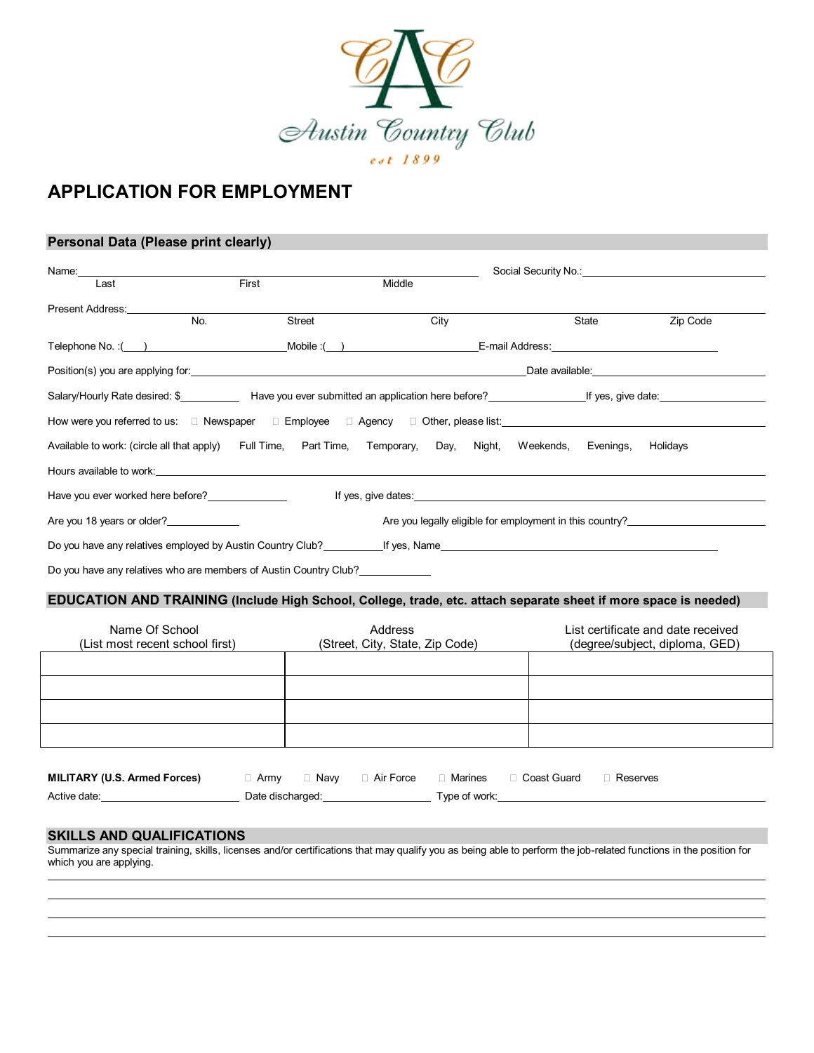Austin Country Club

est 1899

# APPLICATION FOR EMPLOYMENT

## Personal Data (Please print clearly)

Name: ______________________________________________ Social Security No.: ____________________

Last First Middle

Present Address: ____________________________________________________________________

No. Street City State Zip Code

Telephone No. :(\_\_\_) ______________________ Mobile :(\_\_\_) ______________________ E-mail Address: ____________________

Position(s) you are applying for: ____________________________________ Date available: ____________________

Salary/Hourly Rate desired: $__________ Have you ever submitted an application here before? ____________ If yes, give date: ____________

How were you referred to us: ☐ Newspaper ☐ Employee ☐ Agency ☐ Other, please list: ______________________________

Available to work: (circle all that apply) Full Time, Part Time, Temporary, Day, Night, Weekends, Evenings, Holidays

Hours available to work: ____________________________________________________________________

Have you ever worked here before? ____________ If yes, give dates: ______________________________________

Are you 18 years or older? ____________ Are you legally eligible for employment in this country? ____________________

Do you have any relatives employed by Austin Country Club? __________ If yes, Name ______________________________

Do you have any relatives who are members of Austin Country Club? ____________

## EDUCATION AND TRAINING (Include High School, College, trade, etc. attach separate sheet if more space is needed)

| Name Of School (List most recent school first) | Address (Street, City, State, Zip Code) | List certificate and date received (degree/subject, diploma, GED) |
|---|---|---|
| | | |
| | | |
| | | |
| | | |

**MILITARY (U.S. Armed Forces)** ☐ Army ☐ Navy ☐ Air Force ☐ Marines ☐ Coast Guard ☐ Reserves

Active date: ____________________ Date discharged: ____________________ Type of work: ______________________________

## SKILLS AND QUALIFICATIONS

Summarize any special training, skills, licenses and/or certifications that may qualify you as being able to perform the job-related functions in the position for which you are applying.

____________________________________________________________________

____________________________________________________________________

____________________________________________________________________

____________________________________________________________________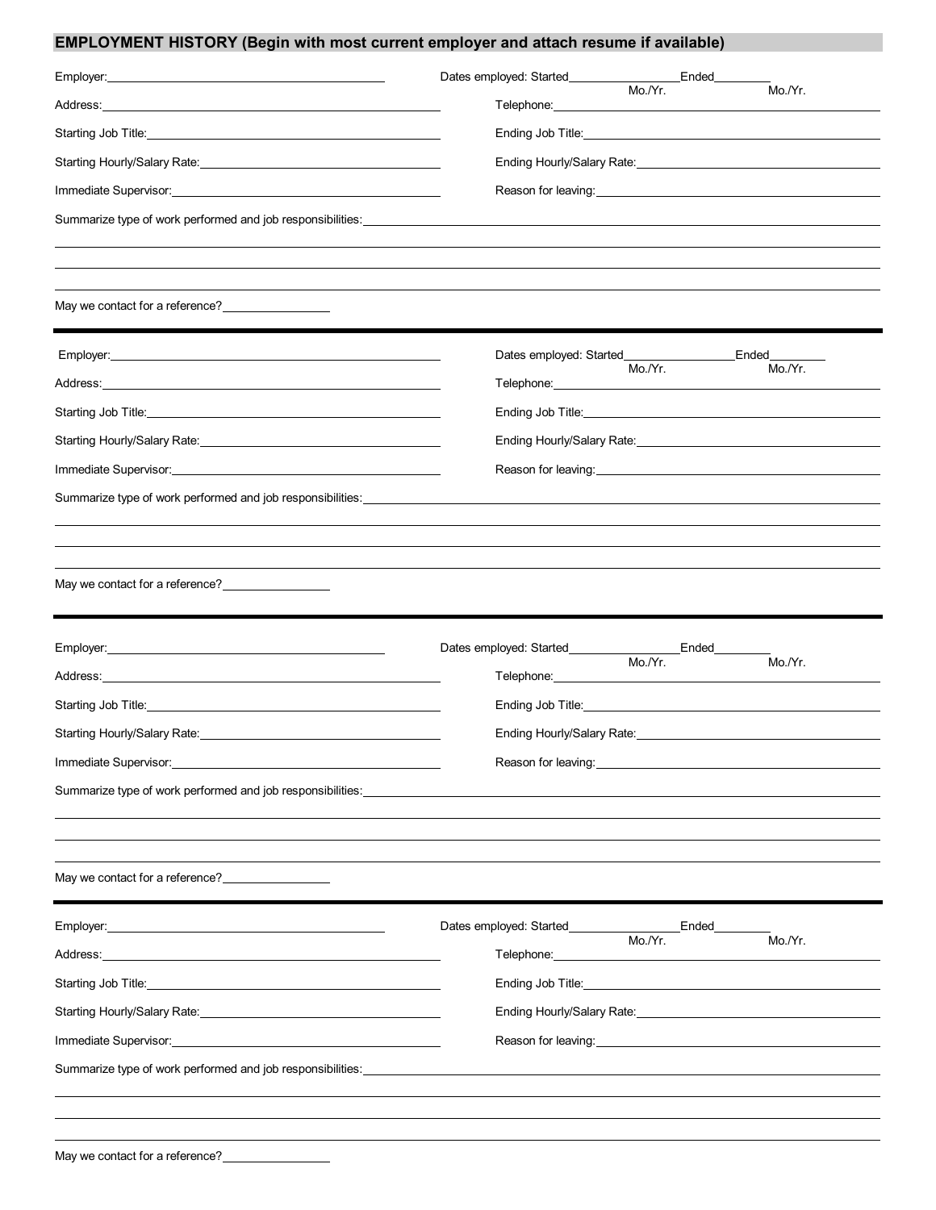## EMPLOYMENT HISTORY (Begin with most current employer and attach resume if available)

Employer:\_\_\_\_\_\_\_\_\_\_\_\_\_\_\_\_\_\_\_\_\_\_\_\_\_\_\_\_\_\_\_\_ Dates employed: Started\_\_\_\_\_\_\_\_\_\_ Ended\_\_\_\_\_\_\_\_\_\_
Mo./Yr. Mo./Yr.

Address:\_\_\_\_\_\_\_\_\_\_\_\_\_\_\_\_\_\_\_\_\_\_\_\_\_\_\_\_\_\_\_\_ Telephone:\_\_\_\_\_\_\_\_\_\_\_\_\_\_\_\_\_\_\_\_\_\_\_\_\_\_\_\_\_\_\_\_

Starting Job Title:\_\_\_\_\_\_\_\_\_\_\_\_\_\_\_\_\_\_\_\_\_\_\_\_\_\_\_\_\_\_\_\_ Ending Job Title:\_\_\_\_\_\_\_\_\_\_\_\_\_\_\_\_\_\_\_\_\_\_\_\_\_\_\_\_\_\_\_\_

Starting Hourly/Salary Rate:\_\_\_\_\_\_\_\_\_\_\_\_\_\_\_\_\_\_\_\_\_\_\_\_\_\_\_\_\_\_\_\_ Ending Hourly/Salary Rate:\_\_\_\_\_\_\_\_\_\_\_\_\_\_\_\_\_\_\_\_\_\_\_\_\_\_\_\_\_\_\_\_

Immediate Supervisor:\_\_\_\_\_\_\_\_\_\_\_\_\_\_\_\_\_\_\_\_\_\_\_\_\_\_\_\_\_\_\_\_ Reason for leaving:\_\_\_\_\_\_\_\_\_\_\_\_\_\_\_\_\_\_\_\_\_\_\_\_\_\_\_\_\_\_\_\_

Summarize type of work performed and job responsibilities:\_\_\_\_\_\_\_\_\_\_\_\_\_\_\_\_\_\_\_\_\_\_\_\_\_\_\_\_\_\_\_\_

May we contact for a reference?\_\_\_\_\_\_\_\_\_\_

---

Employer:\_\_\_\_\_\_\_\_\_\_\_\_\_\_\_\_\_\_\_\_\_\_\_\_\_\_\_\_\_\_\_\_ Dates employed: Started\_\_\_\_\_\_\_\_\_\_ Ended\_\_\_\_\_\_\_\_\_\_
Mo./Yr. Mo./Yr.

Address:\_\_\_\_\_\_\_\_\_\_\_\_\_\_\_\_\_\_\_\_\_\_\_\_\_\_\_\_\_\_\_\_ Telephone:\_\_\_\_\_\_\_\_\_\_\_\_\_\_\_\_\_\_\_\_\_\_\_\_\_\_\_\_\_\_\_\_

Starting Job Title:\_\_\_\_\_\_\_\_\_\_\_\_\_\_\_\_\_\_\_\_\_\_\_\_\_\_\_\_\_\_\_\_ Ending Job Title:\_\_\_\_\_\_\_\_\_\_\_\_\_\_\_\_\_\_\_\_\_\_\_\_\_\_\_\_\_\_\_\_

Starting Hourly/Salary Rate:\_\_\_\_\_\_\_\_\_\_\_\_\_\_\_\_\_\_\_\_\_\_\_\_\_\_\_\_\_\_\_\_ Ending Hourly/Salary Rate:\_\_\_\_\_\_\_\_\_\_\_\_\_\_\_\_\_\_\_\_\_\_\_\_\_\_\_\_\_\_\_\_

Immediate Supervisor:\_\_\_\_\_\_\_\_\_\_\_\_\_\_\_\_\_\_\_\_\_\_\_\_\_\_\_\_\_\_\_\_ Reason for leaving:\_\_\_\_\_\_\_\_\_\_\_\_\_\_\_\_\_\_\_\_\_\_\_\_\_\_\_\_\_\_\_\_

Summarize type of work performed and job responsibilities:\_\_\_\_\_\_\_\_\_\_\_\_\_\_\_\_\_\_\_\_\_\_\_\_\_\_\_\_\_\_\_\_

May we contact for a reference?\_\_\_\_\_\_\_\_\_\_

---

Employer:\_\_\_\_\_\_\_\_\_\_\_\_\_\_\_\_\_\_\_\_\_\_\_\_\_\_\_\_\_\_\_\_ Dates employed: Started\_\_\_\_\_\_\_\_\_\_ Ended\_\_\_\_\_\_\_\_\_\_
Mo./Yr. Mo./Yr.

Address:\_\_\_\_\_\_\_\_\_\_\_\_\_\_\_\_\_\_\_\_\_\_\_\_\_\_\_\_\_\_\_\_ Telephone:\_\_\_\_\_\_\_\_\_\_\_\_\_\_\_\_\_\_\_\_\_\_\_\_\_\_\_\_\_\_\_\_

Starting Job Title:\_\_\_\_\_\_\_\_\_\_\_\_\_\_\_\_\_\_\_\_\_\_\_\_\_\_\_\_\_\_\_\_ Ending Job Title:\_\_\_\_\_\_\_\_\_\_\_\_\_\_\_\_\_\_\_\_\_\_\_\_\_\_\_\_\_\_\_\_

Starting Hourly/Salary Rate:\_\_\_\_\_\_\_\_\_\_\_\_\_\_\_\_\_\_\_\_\_\_\_\_\_\_\_\_\_\_\_\_ Ending Hourly/Salary Rate:\_\_\_\_\_\_\_\_\_\_\_\_\_\_\_\_\_\_\_\_\_\_\_\_\_\_\_\_\_\_\_\_

Immediate Supervisor:\_\_\_\_\_\_\_\_\_\_\_\_\_\_\_\_\_\_\_\_\_\_\_\_\_\_\_\_\_\_\_\_ Reason for leaving:\_\_\_\_\_\_\_\_\_\_\_\_\_\_\_\_\_\_\_\_\_\_\_\_\_\_\_\_\_\_\_\_

Summarize type of work performed and job responsibilities:\_\_\_\_\_\_\_\_\_\_\_\_\_\_\_\_\_\_\_\_\_\_\_\_\_\_\_\_\_\_\_\_

May we contact for a reference?\_\_\_\_\_\_\_\_\_\_

---

Employer:\_\_\_\_\_\_\_\_\_\_\_\_\_\_\_\_\_\_\_\_\_\_\_\_\_\_\_\_\_\_\_\_ Dates employed: Started\_\_\_\_\_\_\_\_\_\_ Ended\_\_\_\_\_\_\_\_\_\_
Mo./Yr. Mo./Yr.

Address:\_\_\_\_\_\_\_\_\_\_\_\_\_\_\_\_\_\_\_\_\_\_\_\_\_\_\_\_\_\_\_\_ Telephone:\_\_\_\_\_\_\_\_\_\_\_\_\_\_\_\_\_\_\_\_\_\_\_\_\_\_\_\_\_\_\_\_

Starting Job Title:\_\_\_\_\_\_\_\_\_\_\_\_\_\_\_\_\_\_\_\_\_\_\_\_\_\_\_\_\_\_\_\_ Ending Job Title:\_\_\_\_\_\_\_\_\_\_\_\_\_\_\_\_\_\_\_\_\_\_\_\_\_\_\_\_\_\_\_\_

Starting Hourly/Salary Rate:\_\_\_\_\_\_\_\_\_\_\_\_\_\_\_\_\_\_\_\_\_\_\_\_\_\_\_\_\_\_\_\_ Ending Hourly/Salary Rate:\_\_\_\_\_\_\_\_\_\_\_\_\_\_\_\_\_\_\_\_\_\_\_\_\_\_\_\_\_\_\_\_

Immediate Supervisor:\_\_\_\_\_\_\_\_\_\_\_\_\_\_\_\_\_\_\_\_\_\_\_\_\_\_\_\_\_\_\_\_ Reason for leaving:\_\_\_\_\_\_\_\_\_\_\_\_\_\_\_\_\_\_\_\_\_\_\_\_\_\_\_\_\_\_\_\_

Summarize type of work performed and job responsibilities:\_\_\_\_\_\_\_\_\_\_\_\_\_\_\_\_\_\_\_\_\_\_\_\_\_\_\_\_\_\_\_\_

May we contact for a reference?\_\_\_\_\_\_\_\_\_\_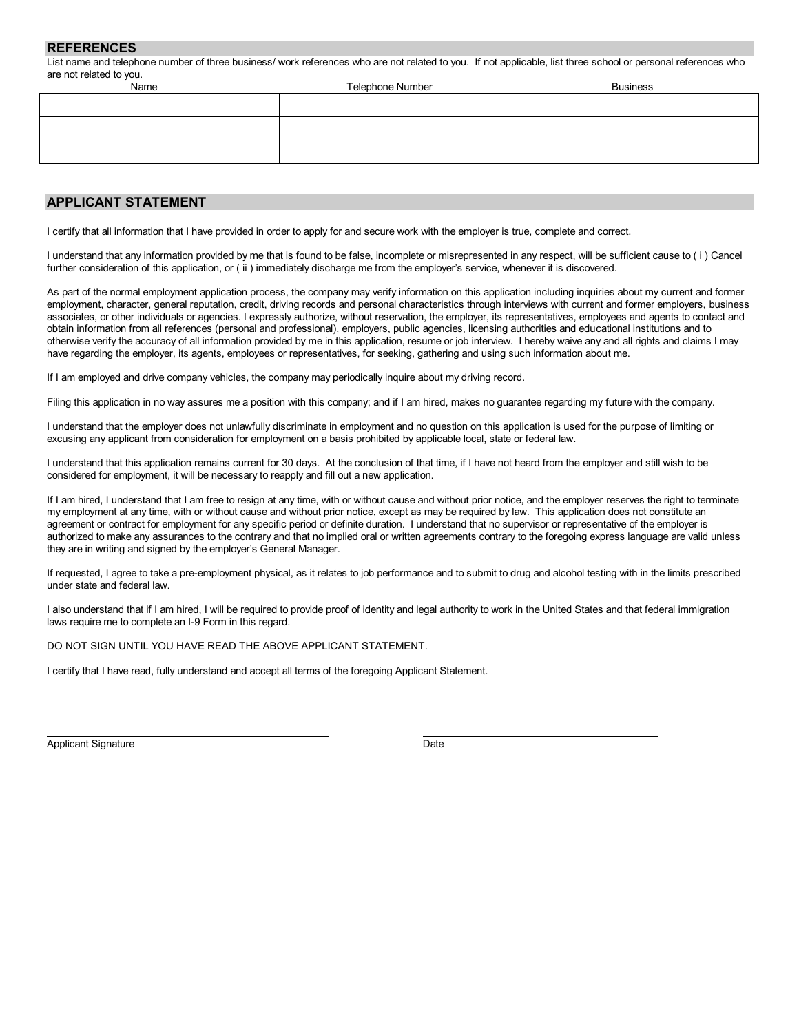## REFERENCES

List name and telephone number of three business/ work references who are not related to you. If not applicable, list three school or personal references who are not related to you.

| Name | Telephone Number | Business |
|---|---|---|
| | | |
| | | |
| | | |

## APPLICANT STATEMENT

I certify that all information that I have provided in order to apply for and secure work with the employer is true, complete and correct.

I understand that any information provided by me that is found to be false, incomplete or misrepresented in any respect, will be sufficient cause to ( i ) Cancel further consideration of this application, or ( ii ) immediately discharge me from the employer's service, whenever it is discovered.

As part of the normal employment application process, the company may verify information on this application including inquiries about my current and former employment, character, general reputation, credit, driving records and personal characteristics through interviews with current and former employers, business associates, or other individuals or agencies. I expressly authorize, without reservation, the employer, its representatives, employees and agents to contact and obtain information from all references (personal and professional), employers, public agencies, licensing authorities and educational institutions and to otherwise verify the accuracy of all information provided by me in this application, resume or job interview. I hereby waive any and all rights and claims I may have regarding the employer, its agents, employees or representatives, for seeking, gathering and using such information about me.

If I am employed and drive company vehicles, the company may periodically inquire about my driving record.

Filing this application in no way assures me a position with this company; and if I am hired, makes no guarantee regarding my future with the company.

I understand that the employer does not unlawfully discriminate in employment and no question on this application is used for the purpose of limiting or excusing any applicant from consideration for employment on a basis prohibited by applicable local, state or federal law.

I understand that this application remains current for 30 days. At the conclusion of that time, if I have not heard from the employer and still wish to be considered for employment, it will be necessary to reapply and fill out a new application.

If I am hired, I understand that I am free to resign at any time, with or without cause and without prior notice, and the employer reserves the right to terminate my employment at any time, with or without cause and without prior notice, except as may be required by law. This application does not constitute an agreement or contract for employment for any specific period or definite duration. I understand that no supervisor or representative of the employer is authorized to make any assurances to the contrary and that no implied oral or written agreements contrary to the foregoing express language are valid unless they are in writing and signed by the employer's General Manager.

If requested, I agree to take a pre-employment physical, as it relates to job performance and to submit to drug and alcohol testing with in the limits prescribed under state and federal law.

I also understand that if I am hired, I will be required to provide proof of identity and legal authority to work in the United States and that federal immigration laws require me to complete an I-9 Form in this regard.

DO NOT SIGN UNTIL YOU HAVE READ THE ABOVE APPLICANT STATEMENT.

I certify that I have read, fully understand and accept all terms of the foregoing Applicant Statement.

Applicant Signature ______________________ Date ______________________